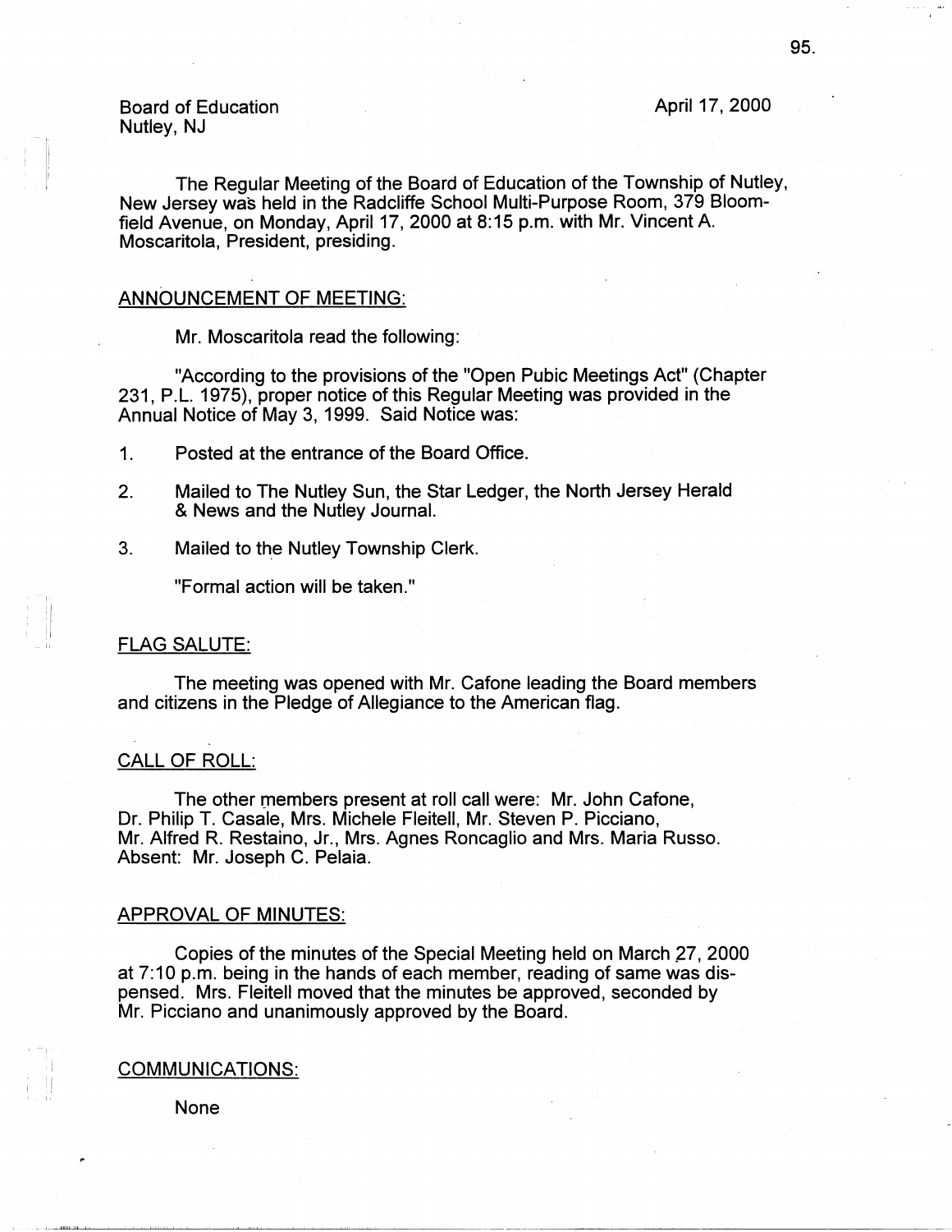Board of Education
Nutley, NJ

April 17, 2000

The Regular Meeting of the Board of Education of the Township of Nutley, New Jersey was held in the Radcliffe School Multi-Purpose Room, 379 Bloomfield Avenue, on Monday, April 17, 2000 at 8:15 p.m. with Mr. Vincent A. Moscaritola, President, presiding.

## ANNOUNCEMENT OF MEETING:

Mr. Moscaritola read the following:

"According to the provisions of the "Open Pubic Meetings Act" (Chapter 231, P.L. 1975), proper notice of this Regular Meeting was provided in the Annual Notice of May 3, 1999. Said Notice was:

1. Posted at the entrance of the Board Office.
2. Mailed to The Nutley Sun, the Star Ledger, the North Jersey Herald & News and the Nutley Journal.
3. Mailed to the Nutley Township Clerk.

"Formal action will be taken."

## FLAG SALUTE:

The meeting was opened with Mr. Cafone leading the Board members and citizens in the Pledge of Allegiance to the American flag.

## CALL OF ROLL:

The other members present at roll call were: Mr. John Cafone, Dr. Philip T. Casale, Mrs. Michele Fleitell, Mr. Steven P. Picciano, Mr. Alfred R. Restaino, Jr., Mrs. Agnes Roncaglio and Mrs. Maria Russo. Absent: Mr. Joseph C. Pelaia.

## APPROVAL OF MINUTES:

Copies of the minutes of the Special Meeting held on March 27, 2000 at 7:10 p.m. being in the hands of each member, reading of same was dispensed. Mrs. Fleitell moved that the minutes be approved, seconded by Mr. Picciano and unanimously approved by the Board.

## COMMUNICATIONS:

None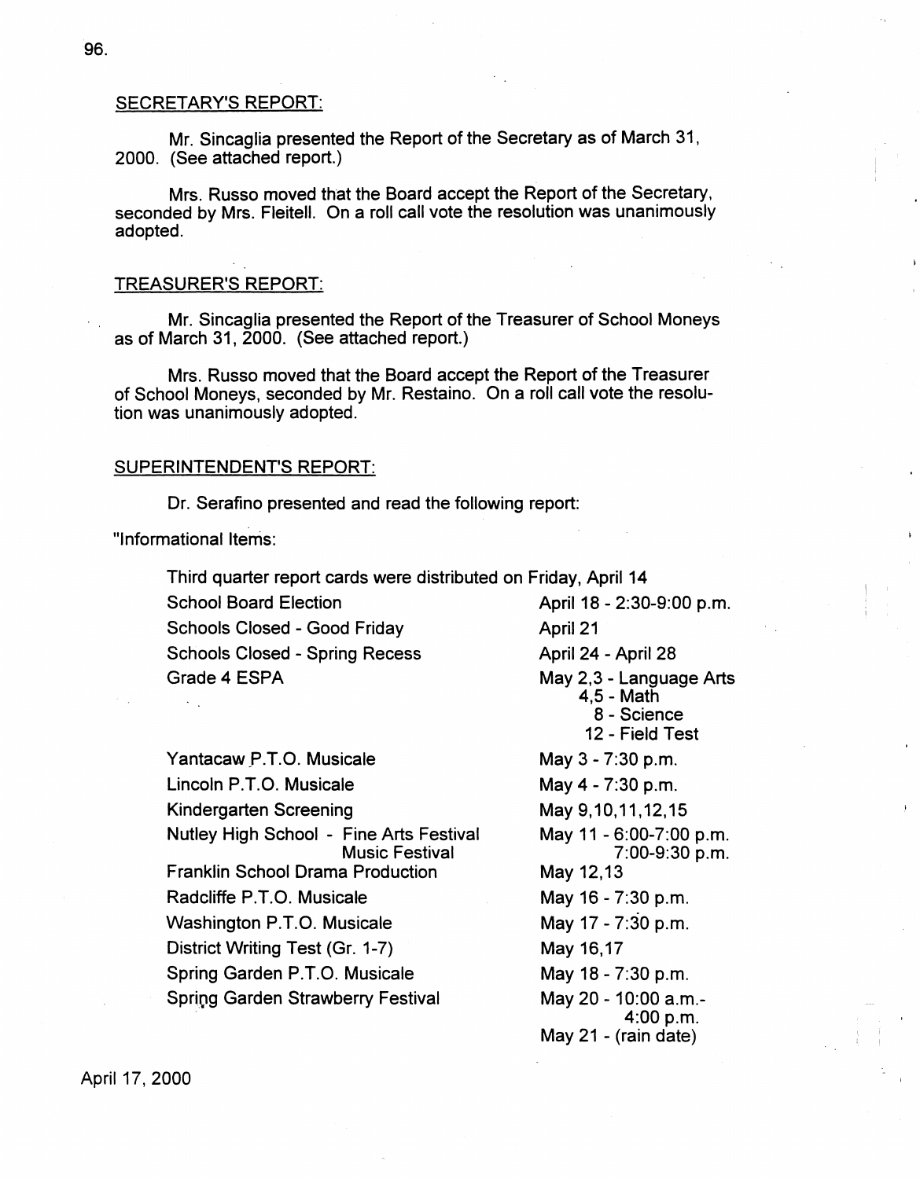## SECRETARY'S REPORT:

Mr. Sincaglia presented the Report of the Secretary as of March 31, 2000. (See attached report.)

Mrs. Russo moved that the Board accept the Report of the Secretary, seconded by Mrs. Fleitell. On a roll call vote the resolution was unanimously adopted.

## TREASURER'S REPORT:

Mr. Sincaglia presented the Report of the Treasurer of School Moneys as of March 31, 2000. (See attached report.)

Mrs. Russo moved that the Board accept the Report of the Treasurer of School Moneys, seconded by Mr. Restaino. On a roll call vote the resolution was unanimously adopted.

## SUPERINTENDENT'S REPORT:

Dr. Serafino presented and read the following report:

"Informational Items:

Third quarter report cards were distributed on Friday, April 14

| | |
|---|---|
| School Board Election | April 18 - 2:30-9:00 p.m. |
| Schools Closed - Good Friday | April 21 |
| Schools Closed - Spring Recess | April 24 - April 28 |
| Grade 4 ESPA | May 2,3 - Language Arts<br>4,5 - Math<br>8 - Science<br>12 - Field Test |
| Yantacaw P.T.O. Musicale | May 3 - 7:30 p.m. |
| Lincoln P.T.O. Musicale | May 4 - 7:30 p.m. |
| Kindergarten Screening | May 9,10,11,12,15 |
| Nutley High School - Fine Arts Festival<br>Music Festival | May 11 - 6:00-7:00 p.m.<br>7:00-9:30 p.m. |
| Franklin School Drama Production | May 12,13 |
| Radcliffe P.T.O. Musicale | May 16 - 7:30 p.m. |
| Washington P.T.O. Musicale | May 17 - 7:30 p.m. |
| District Writing Test (Gr. 1-7) | May 16,17 |
| Spring Garden P.T.O. Musicale | May 18 - 7:30 p.m. |
| Spring Garden Strawberry Festival | May 20 - 10:00 a.m.-<br>4:00 p.m.<br>May 21 - (rain date) |

April 17, 2000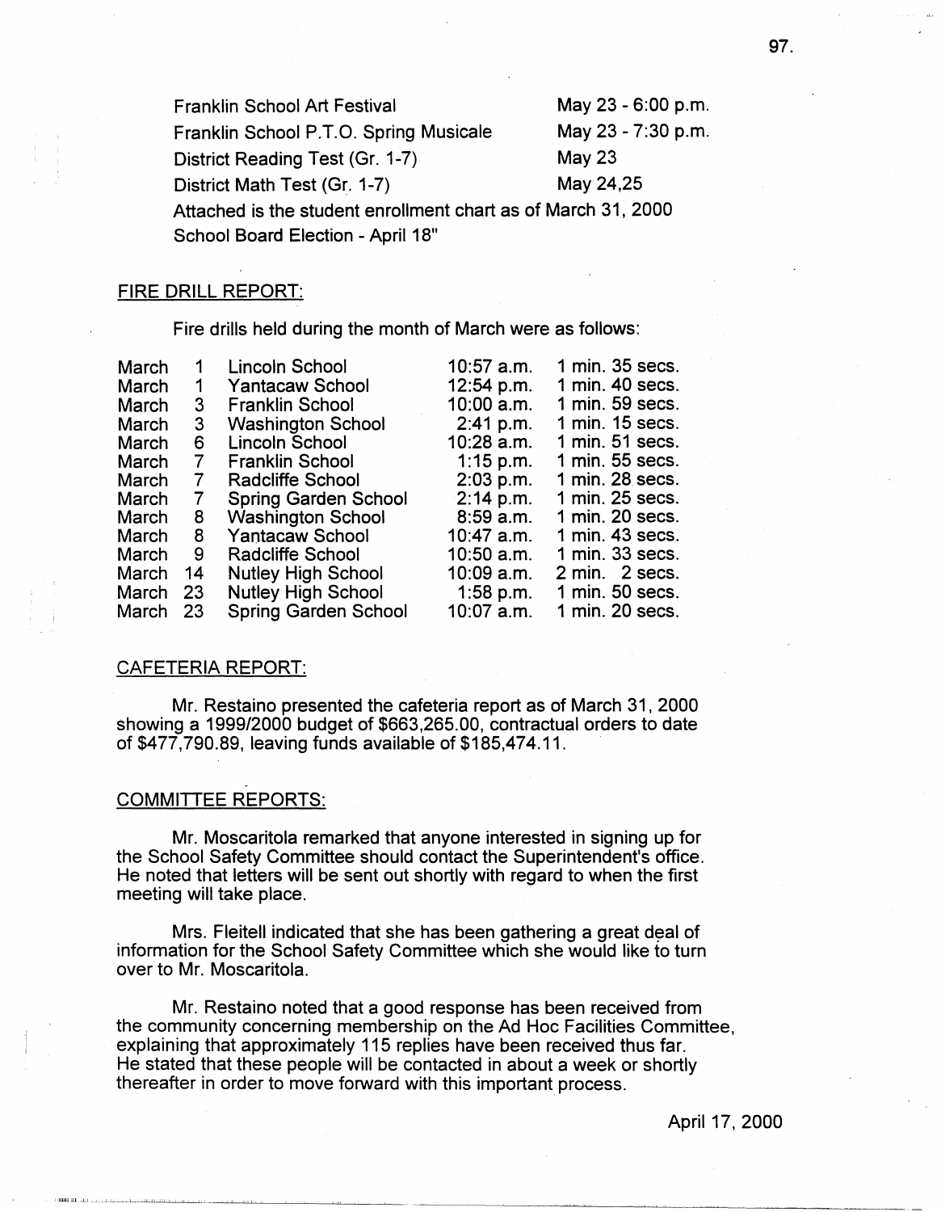| | |
|---|---|
| Franklin School Art Festival | May 23 - 6:00 p.m. |
| Franklin School P.T.O. Spring Musicale | May 23 - 7:30 p.m. |
| District Reading Test (Gr. 1-7) | May 23 |
| District Math Test (Gr. 1-7) | May 24,25 |

Attached is the student enrollment chart as of March 31, 2000

School Board Election - April 18"

## FIRE DRILL REPORT:

Fire drills held during the month of March were as follows:

| | | | |
|---|---|---|---|
| March 1 | Lincoln School | 10:57 a.m. | 1 min. 35 secs. |
| March 1 | Yantacaw School | 12:54 p.m. | 1 min. 40 secs. |
| March 3 | Franklin School | 10:00 a.m. | 1 min. 59 secs. |
| March 3 | Washington School | 2:41 p.m. | 1 min. 15 secs. |
| March 6 | Lincoln School | 10:28 a.m. | 1 min. 51 secs. |
| March 7 | Franklin School | 1:15 p.m. | 1 min. 55 secs. |
| March 7 | Radcliffe School | 2:03 p.m. | 1 min. 28 secs. |
| March 7 | Spring Garden School | 2:14 p.m. | 1 min. 25 secs. |
| March 8 | Washington School | 8:59 a.m. | 1 min. 20 secs. |
| March 8 | Yantacaw School | 10:47 a.m. | 1 min. 43 secs. |
| March 9 | Radcliffe School | 10:50 a.m. | 1 min. 33 secs. |
| March 14 | Nutley High School | 10:09 a.m. | 2 min. 2 secs. |
| March 23 | Nutley High School | 1:58 p.m. | 1 min. 50 secs. |
| March 23 | Spring Garden School | 10:07 a.m. | 1 min. 20 secs. |

## CAFETERIA REPORT:

Mr. Restaino presented the cafeteria report as of March 31, 2000 showing a 1999/2000 budget of $663,265.00, contractual orders to date of $477,790.89, leaving funds available of $185,474.11.

## COMMITTEE REPORTS:

Mr. Moscaritola remarked that anyone interested in signing up for the School Safety Committee should contact the Superintendent's office. He noted that letters will be sent out shortly with regard to when the first meeting will take place.

Mrs. Fleitell indicated that she has been gathering a great deal of information for the School Safety Committee which she would like to turn over to Mr. Moscaritola.

Mr. Restaino noted that a good response has been received from the community concerning membership on the Ad Hoc Facilities Committee, explaining that approximately 115 replies have been received thus far. He stated that these people will be contacted in about a week or shortly thereafter in order to move forward with this important process.

April 17, 2000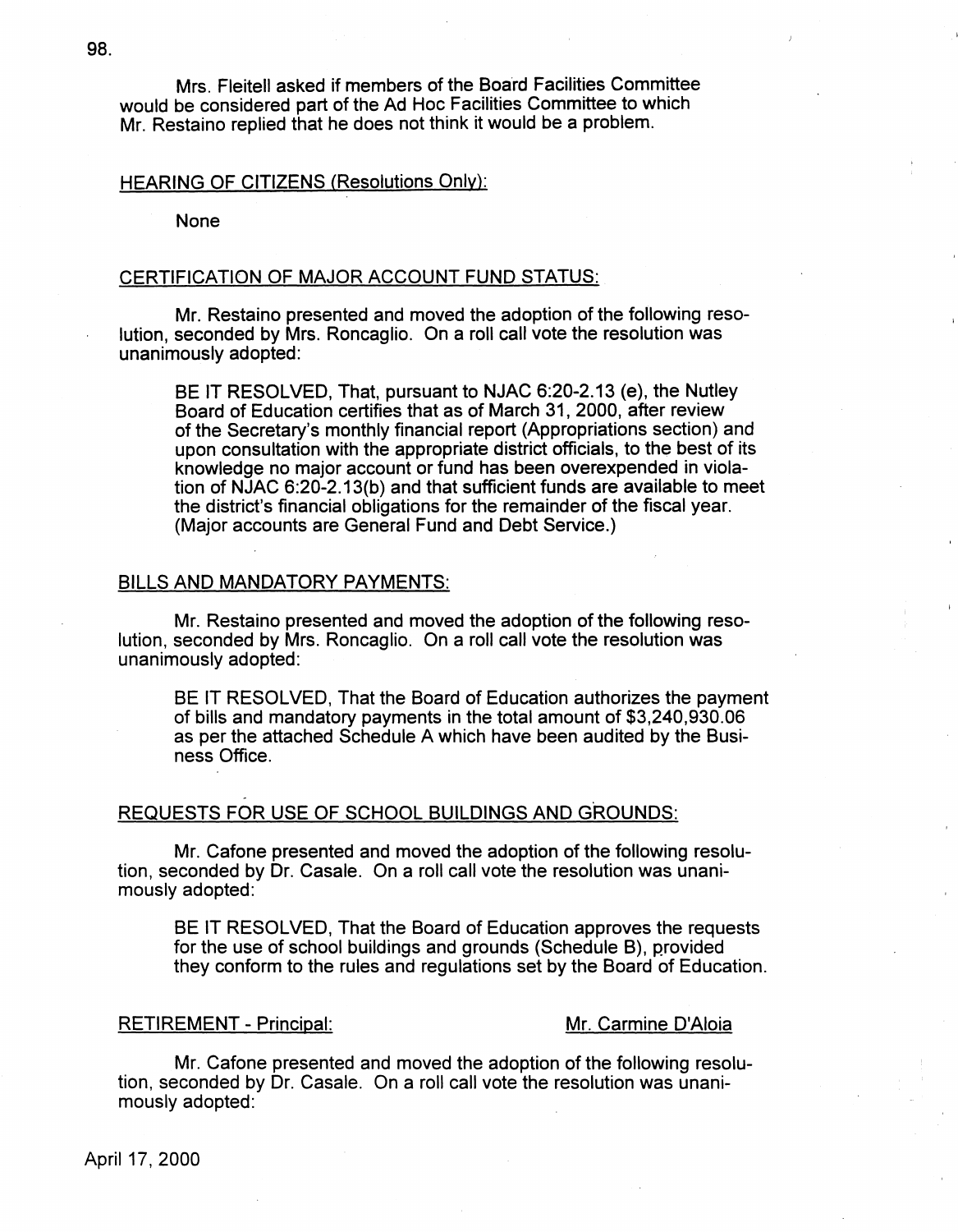Mrs. Fleitell asked if members of the Board Facilities Committee would be considered part of the Ad Hoc Facilities Committee to which Mr. Restaino replied that he does not think it would be a problem.

## HEARING OF CITIZENS (Resolutions Only):

None

## CERTIFICATION OF MAJOR ACCOUNT FUND STATUS:

Mr. Restaino presented and moved the adoption of the following resolution, seconded by Mrs. Roncaglio. On a roll call vote the resolution was unanimously adopted:

> BE IT RESOLVED, That, pursuant to NJAC 6:20-2.13 (e), the Nutley Board of Education certifies that as of March 31, 2000, after review of the Secretary's monthly financial report (Appropriations section) and upon consultation with the appropriate district officials, to the best of its knowledge no major account or fund has been overexpended in violation of NJAC 6:20-2.13(b) and that sufficient funds are available to meet the district's financial obligations for the remainder of the fiscal year. (Major accounts are General Fund and Debt Service.)

## BILLS AND MANDATORY PAYMENTS:

Mr. Restaino presented and moved the adoption of the following resolution, seconded by Mrs. Roncaglio. On a roll call vote the resolution was unanimously adopted:

> BE IT RESOLVED, That the Board of Education authorizes the payment of bills and mandatory payments in the total amount of $3,240,930.06 as per the attached Schedule A which have been audited by the Business Office.

## REQUESTS FOR USE OF SCHOOL BUILDINGS AND GROUNDS:

Mr. Cafone presented and moved the adoption of the following resolution, seconded by Dr. Casale. On a roll call vote the resolution was unanimously adopted:

> BE IT RESOLVED, That the Board of Education approves the requests for the use of school buildings and grounds (Schedule B), provided they conform to the rules and regulations set by the Board of Education.

## RETIREMENT - Principal: Mr. Carmine D'Aloia

Mr. Cafone presented and moved the adoption of the following resolution, seconded by Dr. Casale. On a roll call vote the resolution was unanimously adopted: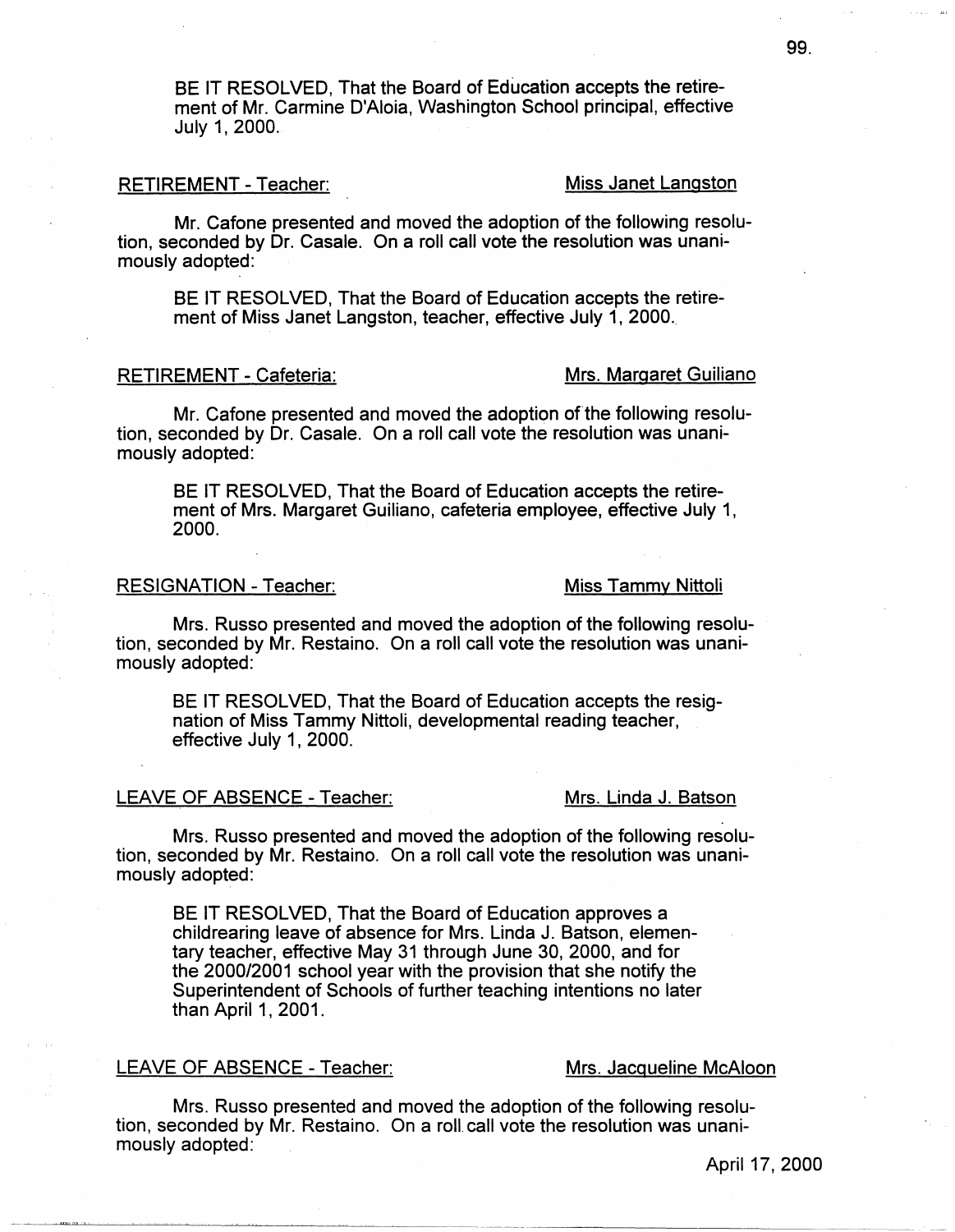BE IT RESOLVED, That the Board of Education accepts the retirement of Mr. Carmine D'Aloia, Washington School principal, effective July 1, 2000.

RETIREMENT - Teacher: Miss Janet Langston

Mr. Cafone presented and moved the adoption of the following resolution, seconded by Dr. Casale. On a roll call vote the resolution was unanimously adopted:

> BE IT RESOLVED, That the Board of Education accepts the retirement of Miss Janet Langston, teacher, effective July 1, 2000.

RETIREMENT - Cafeteria: Mrs. Margaret Guiliano

Mr. Cafone presented and moved the adoption of the following resolution, seconded by Dr. Casale. On a roll call vote the resolution was unanimously adopted:

> BE IT RESOLVED, That the Board of Education accepts the retirement of Mrs. Margaret Guiliano, cafeteria employee, effective July 1, 2000.

RESIGNATION - Teacher: Miss Tammy Nittoli

Mrs. Russo presented and moved the adoption of the following resolution, seconded by Mr. Restaino. On a roll call vote the resolution was unanimously adopted:

> BE IT RESOLVED, That the Board of Education accepts the resignation of Miss Tammy Nittoli, developmental reading teacher, effective July 1, 2000.

LEAVE OF ABSENCE - Teacher: Mrs. Linda J. Batson

Mrs. Russo presented and moved the adoption of the following resolution, seconded by Mr. Restaino. On a roll call vote the resolution was unanimously adopted:

> BE IT RESOLVED, That the Board of Education approves a childrearing leave of absence for Mrs. Linda J. Batson, elementary teacher, effective May 31 through June 30, 2000, and for the 2000/2001 school year with the provision that she notify the Superintendent of Schools of further teaching intentions no later than April 1, 2001.

LEAVE OF ABSENCE - Teacher: Mrs. Jacqueline McAloon

Mrs. Russo presented and moved the adoption of the following resolution, seconded by Mr. Restaino. On a roll call vote the resolution was unanimously adopted:

April 17, 2000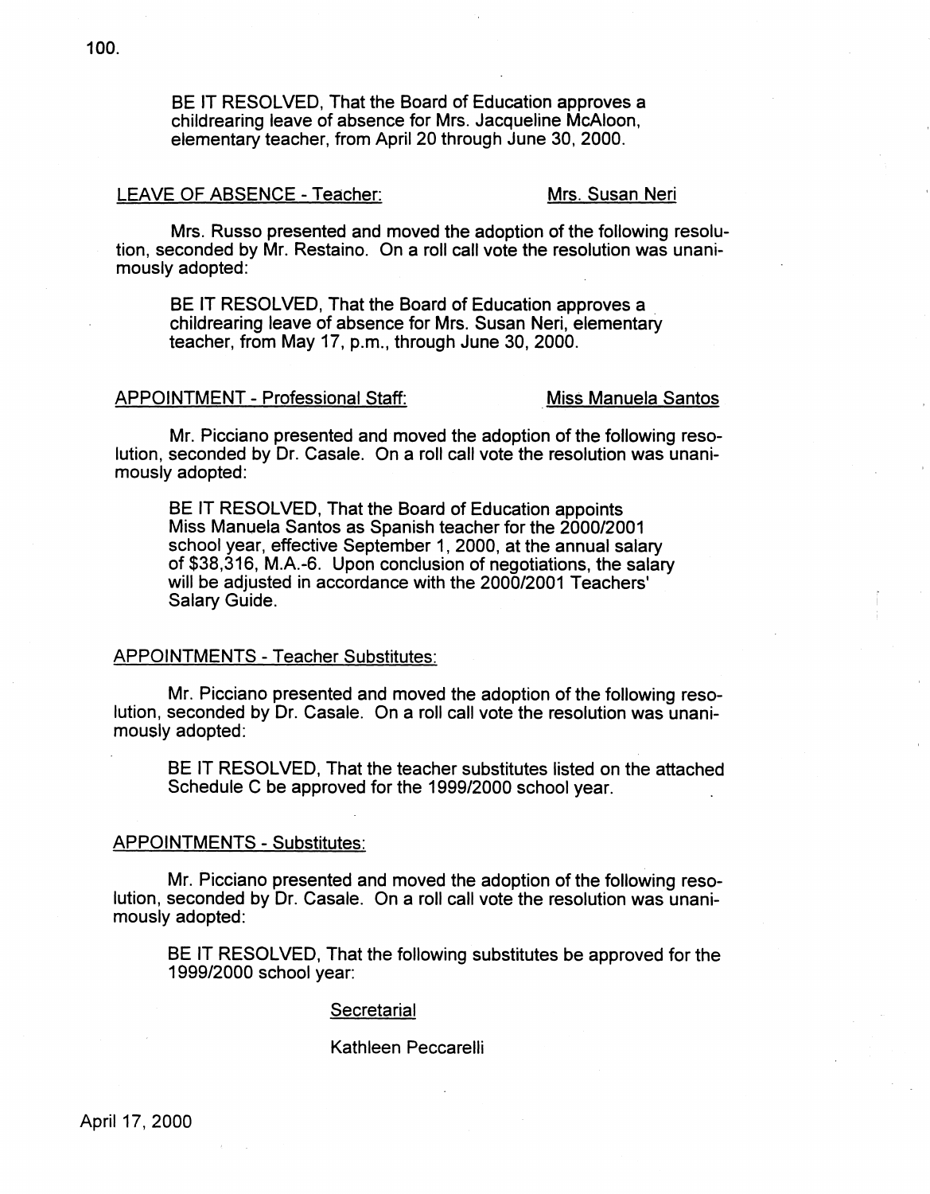BE IT RESOLVED, That the Board of Education approves a childrearing leave of absence for Mrs. Jacqueline McAloon, elementary teacher, from April 20 through June 30, 2000.

LEAVE OF ABSENCE - Teacher: Mrs. Susan Neri

Mrs. Russo presented and moved the adoption of the following resolution, seconded by Mr. Restaino. On a roll call vote the resolution was unanimously adopted:

BE IT RESOLVED, That the Board of Education approves a childrearing leave of absence for Mrs. Susan Neri, elementary teacher, from May 17, p.m., through June 30, 2000.

APPOINTMENT - Professional Staff: Miss Manuela Santos

Mr. Picciano presented and moved the adoption of the following resolution, seconded by Dr. Casale. On a roll call vote the resolution was unanimously adopted:

BE IT RESOLVED, That the Board of Education appoints Miss Manuela Santos as Spanish teacher for the 2000/2001 school year, effective September 1, 2000, at the annual salary of $38,316, M.A.-6. Upon conclusion of negotiations, the salary will be adjusted in accordance with the 2000/2001 Teachers' Salary Guide.

APPOINTMENTS - Teacher Substitutes:

Mr. Picciano presented and moved the adoption of the following resolution, seconded by Dr. Casale. On a roll call vote the resolution was unanimously adopted:

BE IT RESOLVED, That the teacher substitutes listed on the attached Schedule C be approved for the 1999/2000 school year.

APPOINTMENTS - Substitutes:

Mr. Picciano presented and moved the adoption of the following resolution, seconded by Dr. Casale. On a roll call vote the resolution was unanimously adopted:

BE IT RESOLVED, That the following substitutes be approved for the 1999/2000 school year:

Secretarial

Kathleen Peccarelli

April 17, 2000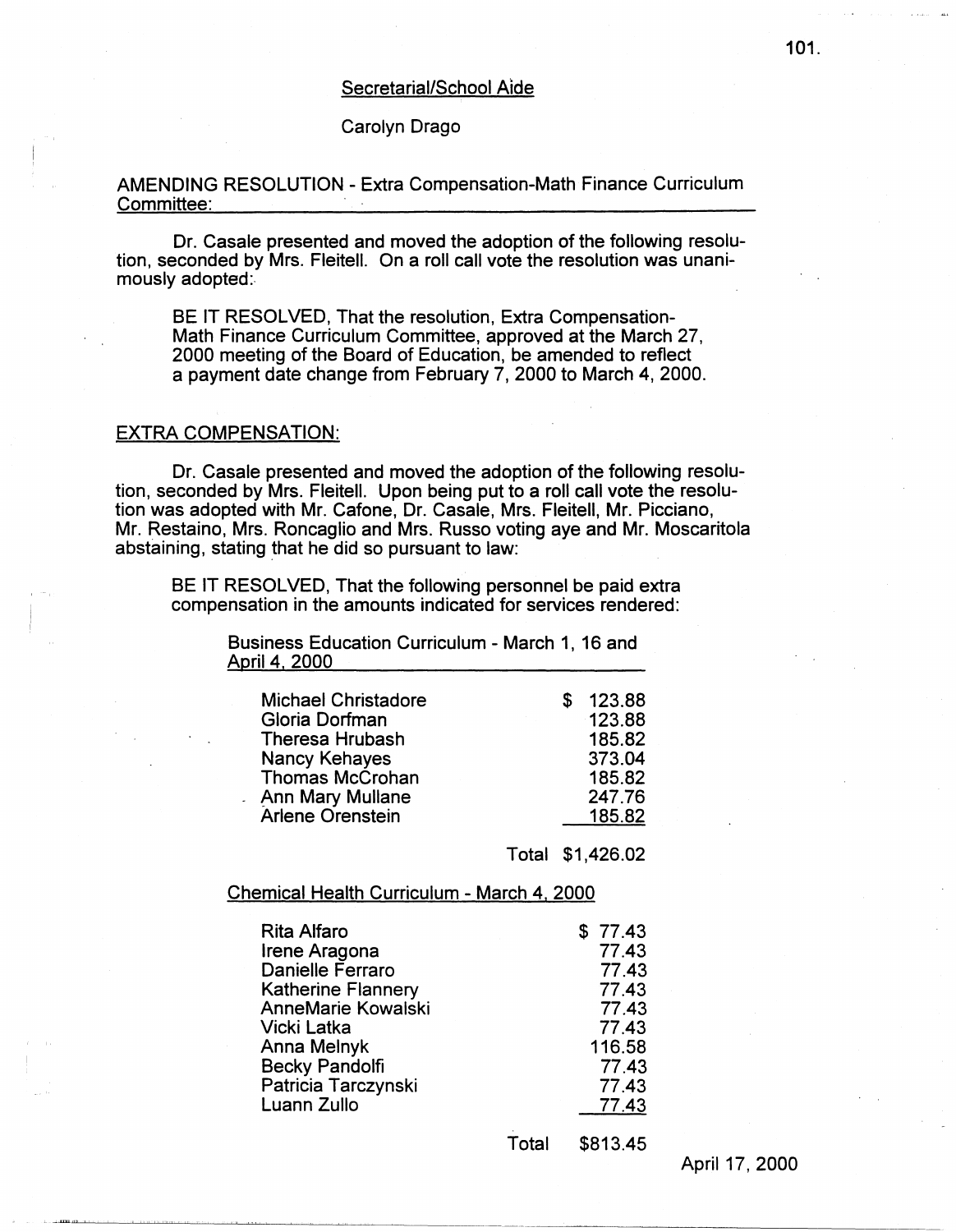Secretarial/School Aide

Carolyn Drago

AMENDING RESOLUTION - Extra Compensation-Math Finance Curriculum Committee:

Dr. Casale presented and moved the adoption of the following resolution, seconded by Mrs. Fleitell. On a roll call vote the resolution was unanimously adopted:

BE IT RESOLVED, That the resolution, Extra Compensation-Math Finance Curriculum Committee, approved at the March 27, 2000 meeting of the Board of Education, be amended to reflect a payment date change from February 7, 2000 to March 4, 2000.

EXTRA COMPENSATION:

Dr. Casale presented and moved the adoption of the following resolution, seconded by Mrs. Fleitell. Upon being put to a roll call vote the resolution was adopted with Mr. Cafone, Dr. Casale, Mrs. Fleitell, Mr. Picciano, Mr. Restaino, Mrs. Roncaglio and Mrs. Russo voting aye and Mr. Moscaritola abstaining, stating that he did so pursuant to law:

BE IT RESOLVED, That the following personnel be paid extra compensation in the amounts indicated for services rendered:

Business Education Curriculum - March 1, 16 and April 4, 2000

| | |
|---|---|
| Michael Christadore | $ 123.88 |
| Gloria Dorfman | 123.88 |
| Theresa Hrubash | 185.82 |
| Nancy Kehayes | 373.04 |
| Thomas McCrohan | 185.82 |
| Ann Mary Mullane | 247.76 |
| Arlene Orenstein | 185.82 |
| Total | $1,426.02 |

Chemical Health Curriculum - March 4, 2000

| | |
|---|---|
| Rita Alfaro | $ 77.43 |
| Irene Aragona | 77.43 |
| Danielle Ferraro | 77.43 |
| Katherine Flannery | 77.43 |
| AnneMarie Kowalski | 77.43 |
| Vicki Latka | 77.43 |
| Anna Melnyk | 116.58 |
| Becky Pandolfi | 77.43 |
| Patricia Tarczynski | 77.43 |
| Luann Zullo | 77.43 |
| Total | $813.45 |

April 17, 2000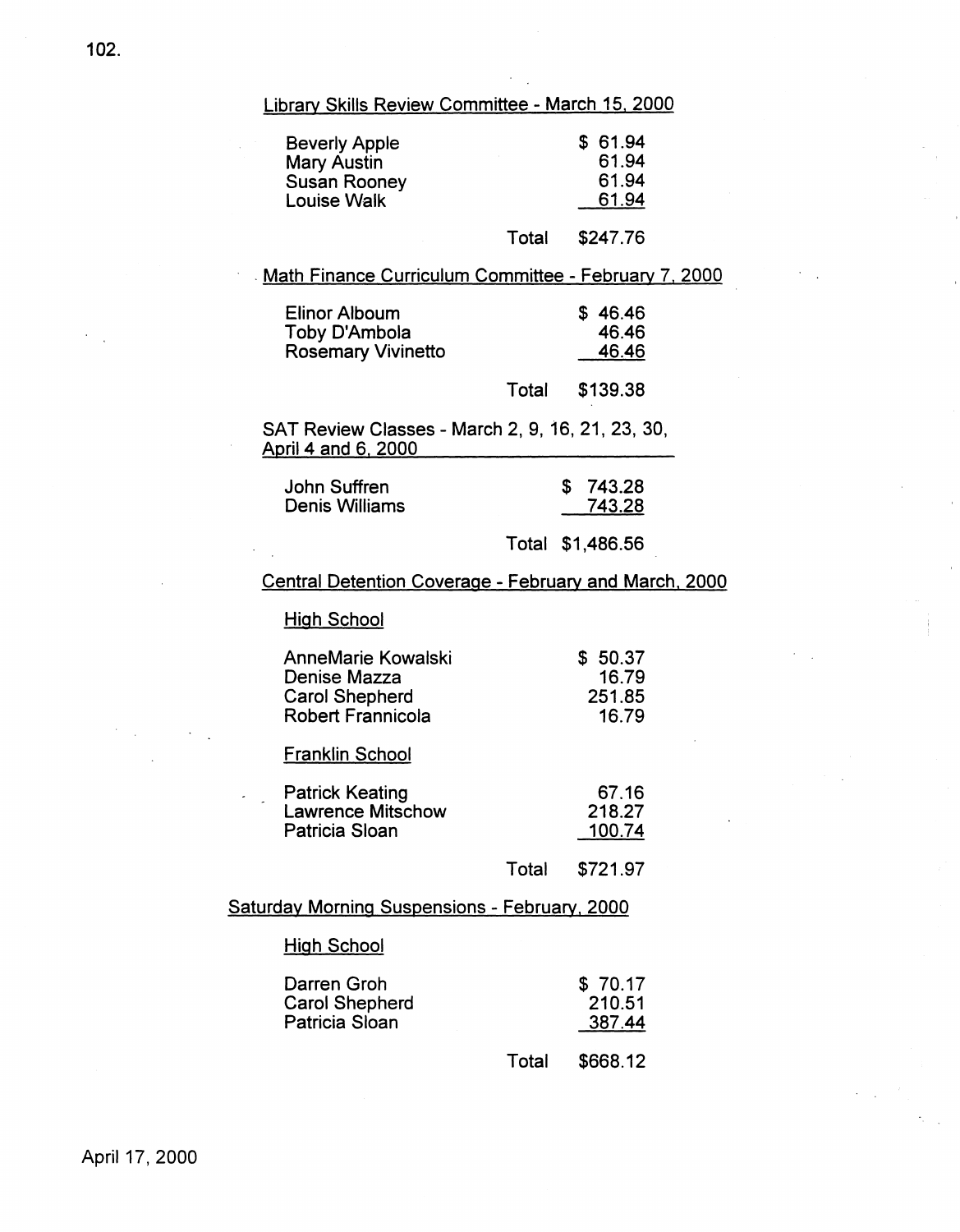Library Skills Review Committee - March 15, 2000

| | | |
|---|---|---|
| Beverly Apple | | $ 61.94 |
| Mary Austin | | 61.94 |
| Susan Rooney | | 61.94 |
| Louise Walk | | 61.94 |
| | Total | $247.76 |

Math Finance Curriculum Committee - February 7, 2000

| | | |
|---|---|---|
| Elinor Alboum | | $ 46.46 |
| Toby D'Ambola | | 46.46 |
| Rosemary Vivinetto | | 46.46 |
| | Total | $139.38 |

SAT Review Classes - March 2, 9, 16, 21, 23, 30, April 4 and 6, 2000

| | | |
|---|---|---|
| John Suffren | | $ 743.28 |
| Denis Williams | | 743.28 |
| | Total | $1,486.56 |

Central Detention Coverage - February and March, 2000

| | | |
|---|---|---|
| High School | | |
| AnneMarie Kowalski | | $ 50.37 |
| Denise Mazza | | 16.79 |
| Carol Shepherd | | 251.85 |
| Robert Frannicola | | 16.79 |
| Franklin School | | |
| Patrick Keating | | 67.16 |
| Lawrence Mitschow | | 218.27 |
| Patricia Sloan | | 100.74 |
| | Total | $721.97 |

Saturday Morning Suspensions - February, 2000

| | | |
|---|---|---|
| High School | | |
| Darren Groh | | $ 70.17 |
| Carol Shepherd | | 210.51 |
| Patricia Sloan | | 387.44 |
| | Total | $668.12 |

April 17, 2000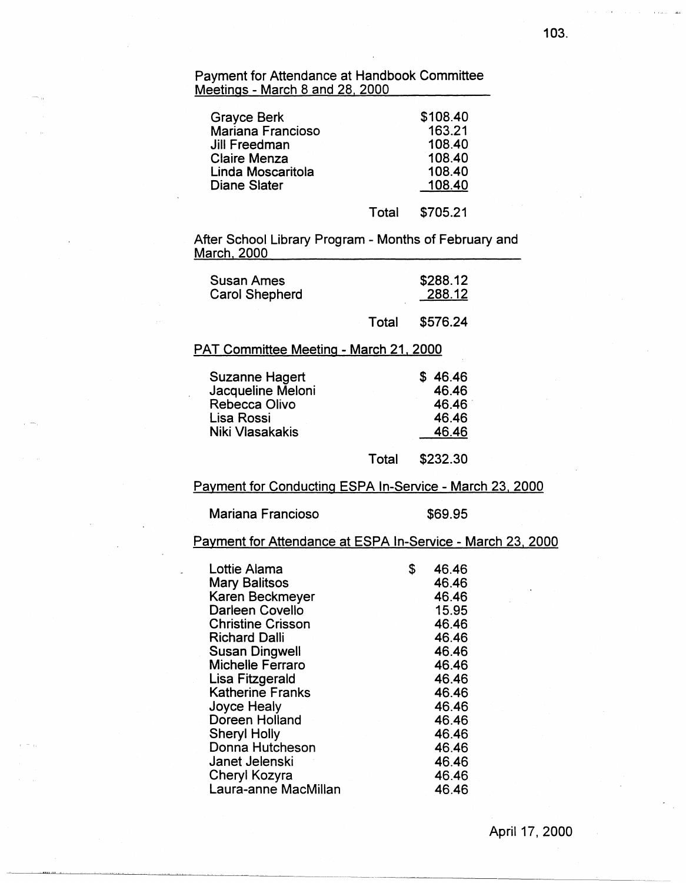Payment for Attendance at Handbook Committee Meetings - March 8 and 28, 2000

| | | |
|---|---|---|
| Grayce Berk | | $108.40 |
| Mariana Francioso | | 163.21 |
| Jill Freedman | | 108.40 |
| Claire Menza | | 108.40 |
| Linda Moscaritola | | 108.40 |
| Diane Slater | | 108.40 |
| | Total | $705.21 |

After School Library Program - Months of February and March, 2000

| | | |
|---|---|---|
| Susan Ames | | $288.12 |
| Carol Shepherd | | 288.12 |
| | Total | $576.24 |

PAT Committee Meeting - March 21, 2000

| | | |
|---|---|---|
| Suzanne Hagert | | $ 46.46 |
| Jacqueline Meloni | | 46.46 |
| Rebecca Olivo | | 46.46 |
| Lisa Rossi | | 46.46 |
| Niki Vlasakakis | | 46.46 |
| | Total | $232.30 |

Payment for Conducting ESPA In-Service - March 23, 2000

| | |
|---|---|
| Mariana Francioso | $69.95 |

Payment for Attendance at ESPA In-Service - March 23, 2000

| | |
|---|---|
| Lottie Alama | $ 46.46 |
| Mary Balitsos | 46.46 |
| Karen Beckmeyer | 46.46 |
| Darleen Covello | 15.95 |
| Christine Crisson | 46.46 |
| Richard Dalli | 46.46 |
| Susan Dingwell | 46.46 |
| Michelle Ferraro | 46.46 |
| Lisa Fitzgerald | 46.46 |
| Katherine Franks | 46.46 |
| Joyce Healy | 46.46 |
| Doreen Holland | 46.46 |
| Sheryl Holly | 46.46 |
| Donna Hutcheson | 46.46 |
| Janet Jelenski | 46.46 |
| Cheryl Kozyra | 46.46 |
| Laura-anne MacMillan | 46.46 |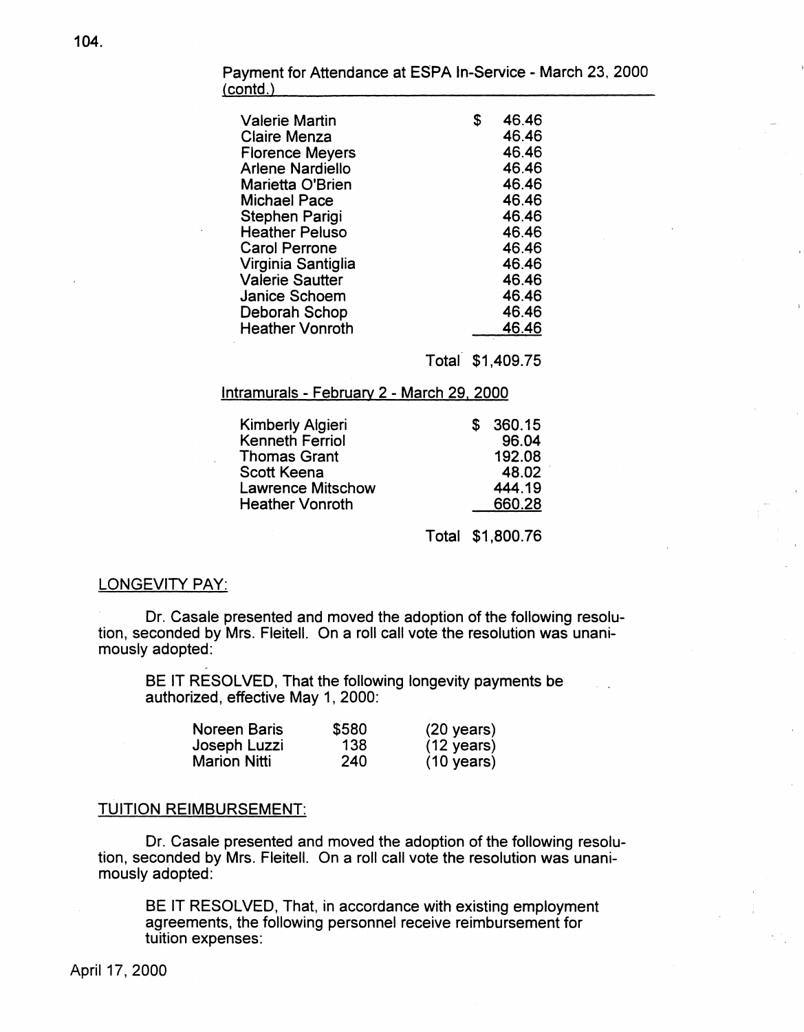Payment for Attendance at ESPA In-Service - March 23, 2000 (contd.)

| | |
|---|---|
| Valerie Martin | $ 46.46 |
| Claire Menza | 46.46 |
| Florence Meyers | 46.46 |
| Arlene Nardiello | 46.46 |
| Marietta O'Brien | 46.46 |
| Michael Pace | 46.46 |
| Stephen Parigi | 46.46 |
| Heather Peluso | 46.46 |
| Carol Perrone | 46.46 |
| Virginia Santiglia | 46.46 |
| Valerie Sautter | 46.46 |
| Janice Schoem | 46.46 |
| Deborah Schop | 46.46 |
| Heather Vonroth | 46.46 |
| Total | $1,409.75 |

Intramurals - February 2 - March 29, 2000

| | |
|---|---|
| Kimberly Algieri | $ 360.15 |
| Kenneth Ferriol | 96.04 |
| Thomas Grant | 192.08 |
| Scott Keena | 48.02 |
| Lawrence Mitschow | 444.19 |
| Heather Vonroth | 660.28 |
| Total | $1,800.76 |

LONGEVITY PAY:

Dr. Casale presented and moved the adoption of the following resolution, seconded by Mrs. Fleitell. On a roll call vote the resolution was unanimously adopted:

BE IT RESOLVED, That the following longevity payments be authorized, effective May 1, 2000:

| | | |
|---|---|---|
| Noreen Baris | $580 | (20 years) |
| Joseph Luzzi | 138 | (12 years) |
| Marion Nitti | 240 | (10 years) |

TUITION REIMBURSEMENT:

Dr. Casale presented and moved the adoption of the following resolution, seconded by Mrs. Fleitell. On a roll call vote the resolution was unanimously adopted:

BE IT RESOLVED, That, in accordance with existing employment agreements, the following personnel receive reimbursement for tuition expenses:

April 17, 2000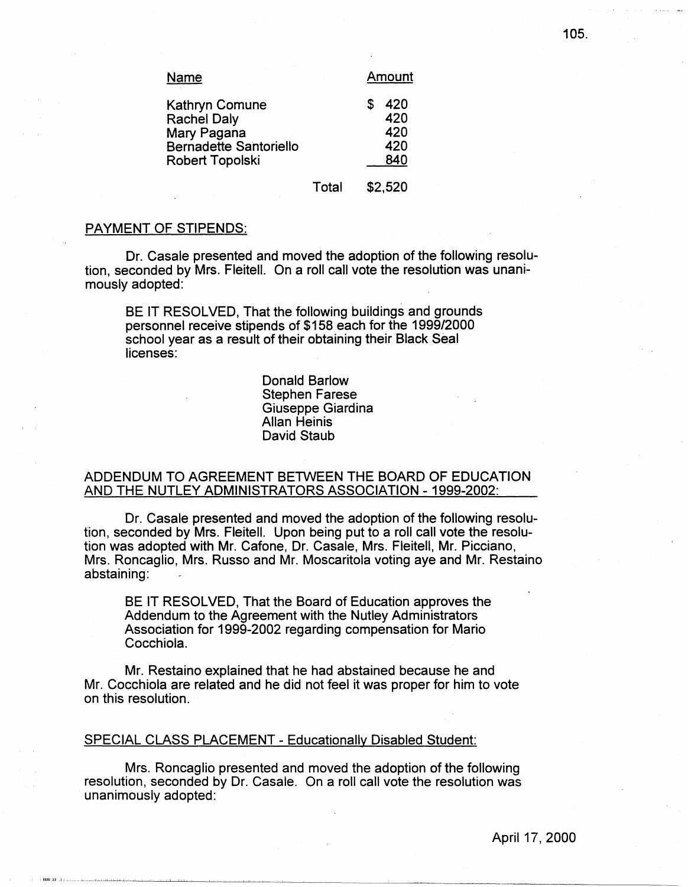| Name | | Amount |
|---|---|---|
| Kathryn Comune | | $ 420 |
| Rachel Daly | | 420 |
| Mary Pagana | | 420 |
| Bernadette Santoriello | | 420 |
| Robert Topolski | | 840 |
| | Total | $2,520 |

PAYMENT OF STIPENDS:

Dr. Casale presented and moved the adoption of the following resolution, seconded by Mrs. Fleitell. On a roll call vote the resolution was unanimously adopted:

> BE IT RESOLVED, That the following buildings and grounds personnel receive stipends of $158 each for the 1999/2000 school year as a result of their obtaining their Black Seal licenses:
>
> Donald Barlow
> Stephen Farese
> Giuseppe Giardina
> Allan Heinis
> David Staub

ADDENDUM TO AGREEMENT BETWEEN THE BOARD OF EDUCATION AND THE NUTLEY ADMINISTRATORS ASSOCIATION - 1999-2002:

Dr. Casale presented and moved the adoption of the following resolution, seconded by Mrs. Fleitell. Upon being put to a roll call vote the resolution was adopted with Mr. Cafone, Dr. Casale, Mrs. Fleitell, Mr. Picciano, Mrs. Roncaglio, Mrs. Russo and Mr. Moscaritola voting aye and Mr. Restaino abstaining:

> BE IT RESOLVED, That the Board of Education approves the Addendum to the Agreement with the Nutley Administrators Association for 1999-2002 regarding compensation for Mario Cocchiola.

Mr. Restaino explained that he had abstained because he and Mr. Cocchiola are related and he did not feel it was proper for him to vote on this resolution.

SPECIAL CLASS PLACEMENT - Educationally Disabled Student:

Mrs. Roncaglio presented and moved the adoption of the following resolution, seconded by Dr. Casale. On a roll call vote the resolution was unanimously adopted:

April 17, 2000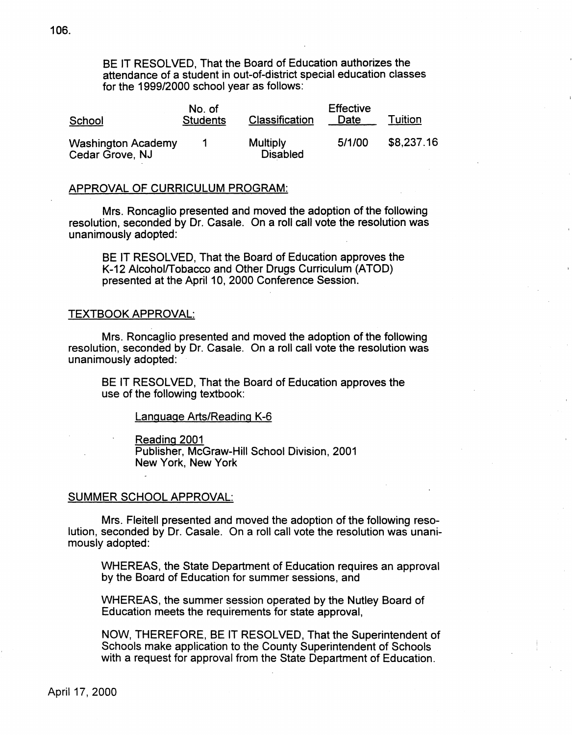BE IT RESOLVED, That the Board of Education authorizes the attendance of a student in out-of-district special education classes for the 1999/2000 school year as follows:

| School | No. of Students | Classification | Effective Date | Tuition |
|---|---|---|---|---|
| Washington Academy Cedar Grove, NJ | 1 | Multiply Disabled | 5/1/00 | $8,237.16 |

## APPROVAL OF CURRICULUM PROGRAM:

Mrs. Roncaglio presented and moved the adoption of the following resolution, seconded by Dr. Casale. On a roll call vote the resolution was unanimously adopted:

> BE IT RESOLVED, That the Board of Education approves the K-12 Alcohol/Tobacco and Other Drugs Curriculum (ATOD) presented at the April 10, 2000 Conference Session.

## TEXTBOOK APPROVAL:

Mrs. Roncaglio presented and moved the adoption of the following resolution, seconded by Dr. Casale. On a roll call vote the resolution was unanimously adopted:

> BE IT RESOLVED, That the Board of Education approves the use of the following textbook:
>
> Language Arts/Reading K-6
>
> Reading 2001
> Publisher, McGraw-Hill School Division, 2001
> New York, New York

## SUMMER SCHOOL APPROVAL:

Mrs. Fleitell presented and moved the adoption of the following resolution, seconded by Dr. Casale. On a roll call vote the resolution was unanimously adopted:

> WHEREAS, the State Department of Education requires an approval by the Board of Education for summer sessions, and
>
> WHEREAS, the summer session operated by the Nutley Board of Education meets the requirements for state approval,
>
> NOW, THEREFORE, BE IT RESOLVED, That the Superintendent of Schools make application to the County Superintendent of Schools with a request for approval from the State Department of Education.

April 17, 2000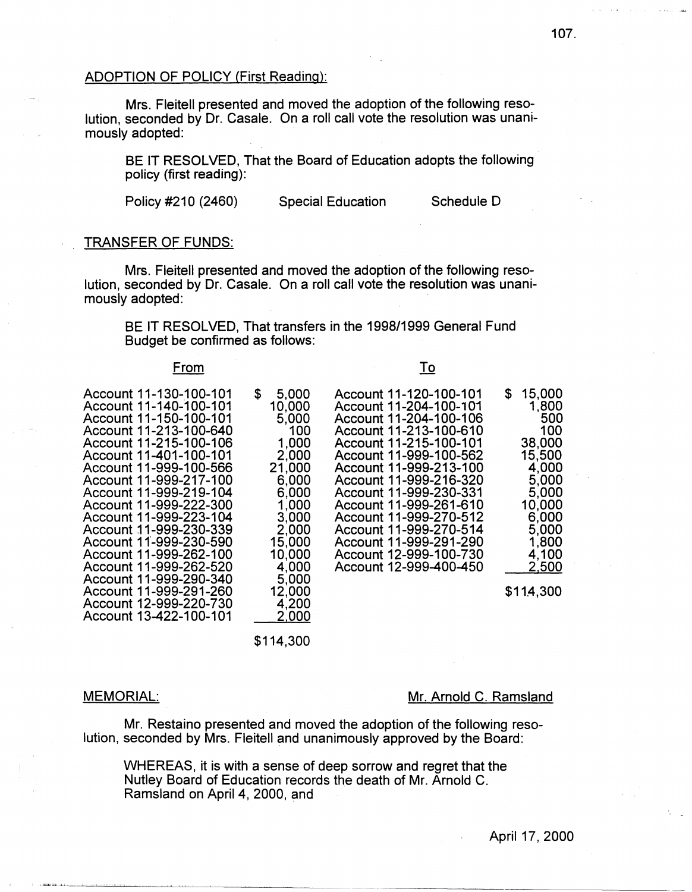ADOPTION OF POLICY (First Reading):

Mrs. Fleitell presented and moved the adoption of the following resolution, seconded by Dr. Casale. On a roll call vote the resolution was unanimously adopted:

BE IT RESOLVED, That the Board of Education adopts the following policy (first reading):

Policy #210 (2460) Special Education Schedule D

TRANSFER OF FUNDS:

Mrs. Fleitell presented and moved the adoption of the following resolution, seconded by Dr. Casale. On a roll call vote the resolution was unanimously adopted:

BE IT RESOLVED, That transfers in the 1998/1999 General Fund Budget be confirmed as follows:

| From | | To | |
|---|---|---|---|
| Account 11-130-100-101 | $ 5,000 | Account 11-120-100-101 | $ 15,000 |
| Account 11-140-100-101 | 10,000 | Account 11-204-100-101 | 1,800 |
| Account 11-150-100-101 | 5,000 | Account 11-204-100-106 | 500 |
| Account 11-213-100-640 | 100 | Account 11-213-100-610 | 100 |
| Account 11-215-100-106 | 1,000 | Account 11-215-100-101 | 38,000 |
| Account 11-401-100-101 | 2,000 | Account 11-999-100-562 | 15,500 |
| Account 11-999-100-566 | 21,000 | Account 11-999-213-100 | 4,000 |
| Account 11-999-217-100 | 6,000 | Account 11-999-216-320 | 5,000 |
| Account 11-999-219-104 | 6,000 | Account 11-999-230-331 | 5,000 |
| Account 11-999-222-300 | 1,000 | Account 11-999-261-610 | 10,000 |
| Account 11-999-223-104 | 3,000 | Account 11-999-270-512 | 6,000 |
| Account 11-999-230-339 | 2,000 | Account 11-999-270-514 | 5,000 |
| Account 11-999-230-590 | 15,000 | Account 11-999-291-290 | 1,800 |
| Account 11-999-262-100 | 10,000 | Account 12-999-100-730 | 4,100 |
| Account 11-999-262-520 | 4,000 | Account 12-999-400-450 | 2,500 |
| Account 11-999-290-340 | 5,000 | | |
| Account 11-999-291-260 | 12,000 | | $114,300 |
| Account 12-999-220-730 | 4,200 | | |
| Account 13-422-100-101 | 2,000 | | |
| | $114,300 | | |

MEMORIAL: Mr. Arnold C. Ramsland

Mr. Restaino presented and moved the adoption of the following resolution, seconded by Mrs. Fleitell and unanimously approved by the Board:

WHEREAS, it is with a sense of deep sorrow and regret that the Nutley Board of Education records the death of Mr. Arnold C. Ramsland on April 4, 2000, and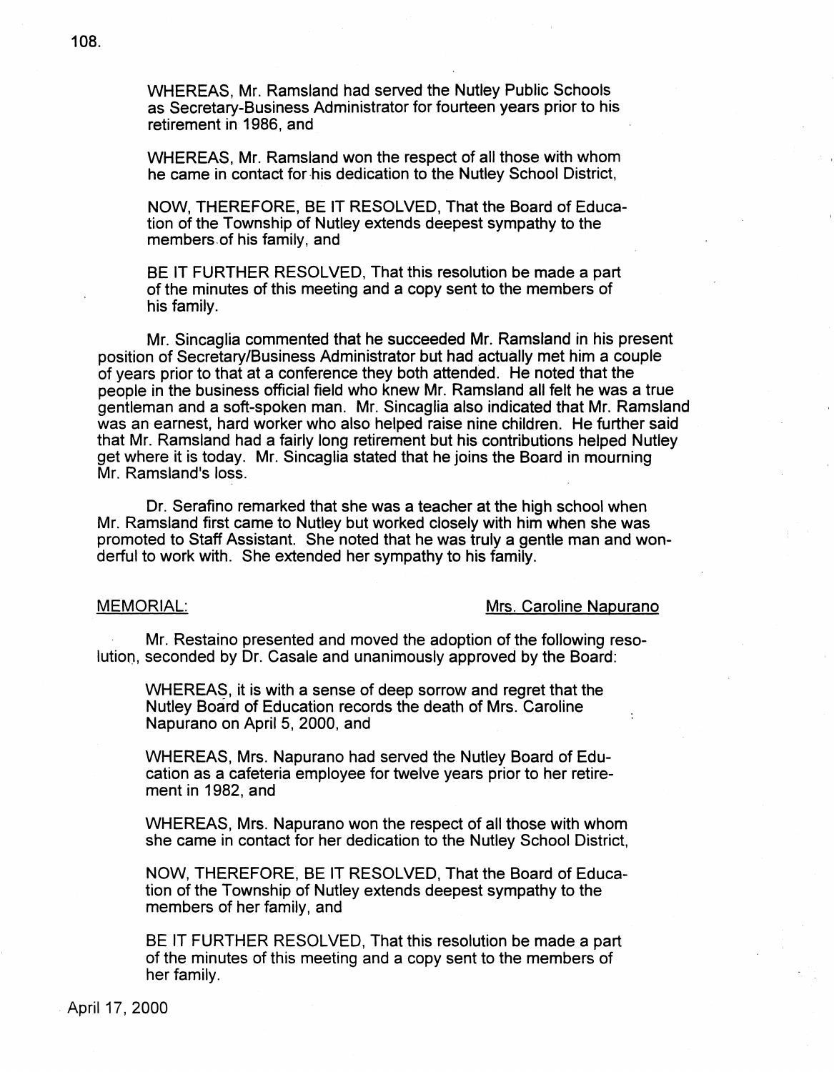WHEREAS, Mr. Ramsland had served the Nutley Public Schools as Secretary-Business Administrator for fourteen years prior to his retirement in 1986, and

WHEREAS, Mr. Ramsland won the respect of all those with whom he came in contact for his dedication to the Nutley School District,

NOW, THEREFORE, BE IT RESOLVED, That the Board of Education of the Township of Nutley extends deepest sympathy to the members of his family, and

BE IT FURTHER RESOLVED, That this resolution be made a part of the minutes of this meeting and a copy sent to the members of his family.

Mr. Sincaglia commented that he succeeded Mr. Ramsland in his present position of Secretary/Business Administrator but had actually met him a couple of years prior to that at a conference they both attended. He noted that the people in the business official field who knew Mr. Ramsland all felt he was a true gentleman and a soft-spoken man. Mr. Sincaglia also indicated that Mr. Ramsland was an earnest, hard worker who also helped raise nine children. He further said that Mr. Ramsland had a fairly long retirement but his contributions helped Nutley get where it is today. Mr. Sincaglia stated that he joins the Board in mourning Mr. Ramsland's loss.

Dr. Serafino remarked that she was a teacher at the high school when Mr. Ramsland first came to Nutley but worked closely with him when she was promoted to Staff Assistant. She noted that he was truly a gentle man and wonderful to work with. She extended her sympathy to his family.

MEMORIAL: Mrs. Caroline Napurano

Mr. Restaino presented and moved the adoption of the following resolution, seconded by Dr. Casale and unanimously approved by the Board:

WHEREAS, it is with a sense of deep sorrow and regret that the Nutley Board of Education records the death of Mrs. Caroline Napurano on April 5, 2000, and

WHEREAS, Mrs. Napurano had served the Nutley Board of Education as a cafeteria employee for twelve years prior to her retirement in 1982, and

WHEREAS, Mrs. Napurano won the respect of all those with whom she came in contact for her dedication to the Nutley School District,

NOW, THEREFORE, BE IT RESOLVED, That the Board of Education of the Township of Nutley extends deepest sympathy to the members of her family, and

BE IT FURTHER RESOLVED, That this resolution be made a part of the minutes of this meeting and a copy sent to the members of her family.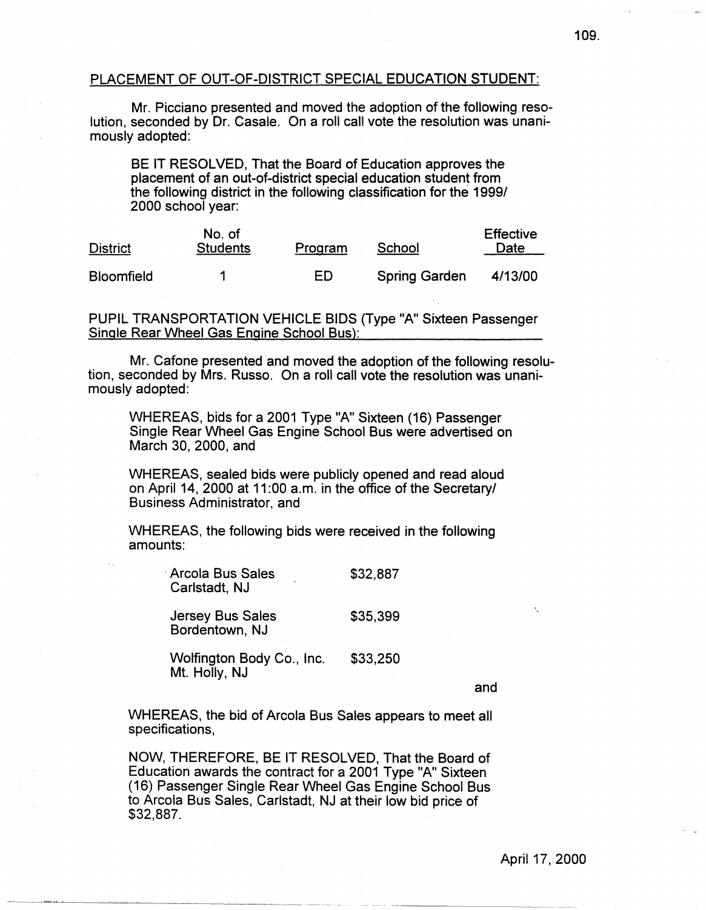## PLACEMENT OF OUT-OF-DISTRICT SPECIAL EDUCATION STUDENT:

Mr. Picciano presented and moved the adoption of the following resolution, seconded by Dr. Casale. On a roll call vote the resolution was unanimously adopted:

> BE IT RESOLVED, That the Board of Education approves the placement of an out-of-district special education student from the following district in the following classification for the 1999/2000 school year:

| District | No. of Students | Program | School | Effective Date |
|---|---|---|---|---|
| Bloomfield | 1 | ED | Spring Garden | 4/13/00 |

## PUPIL TRANSPORTATION VEHICLE BIDS (Type "A" Sixteen Passenger Single Rear Wheel Gas Engine School Bus):

Mr. Cafone presented and moved the adoption of the following resolution, seconded by Mrs. Russo. On a roll call vote the resolution was unanimously adopted:

> WHEREAS, bids for a 2001 Type "A" Sixteen (16) Passenger Single Rear Wheel Gas Engine School Bus were advertised on March 30, 2000, and
>
> WHEREAS, sealed bids were publicly opened and read aloud on April 14, 2000 at 11:00 a.m. in the office of the Secretary/Business Administrator, and
>
> WHEREAS, the following bids were received in the following amounts:

| Bidder | Amount |
|---|---|
| Arcola Bus Sales, Carlstadt, NJ | $32,887 |
| Jersey Bus Sales, Bordentown, NJ | $35,399 |
| Wolfington Body Co., Inc., Mt. Holly, NJ | $33,250 |

> and
>
> WHEREAS, the bid of Arcola Bus Sales appears to meet all specifications,
>
> NOW, THEREFORE, BE IT RESOLVED, That the Board of Education awards the contract for a 2001 Type "A" Sixteen (16) Passenger Single Rear Wheel Gas Engine School Bus to Arcola Bus Sales, Carlstadt, NJ at their low bid price of $32,887.

April 17, 2000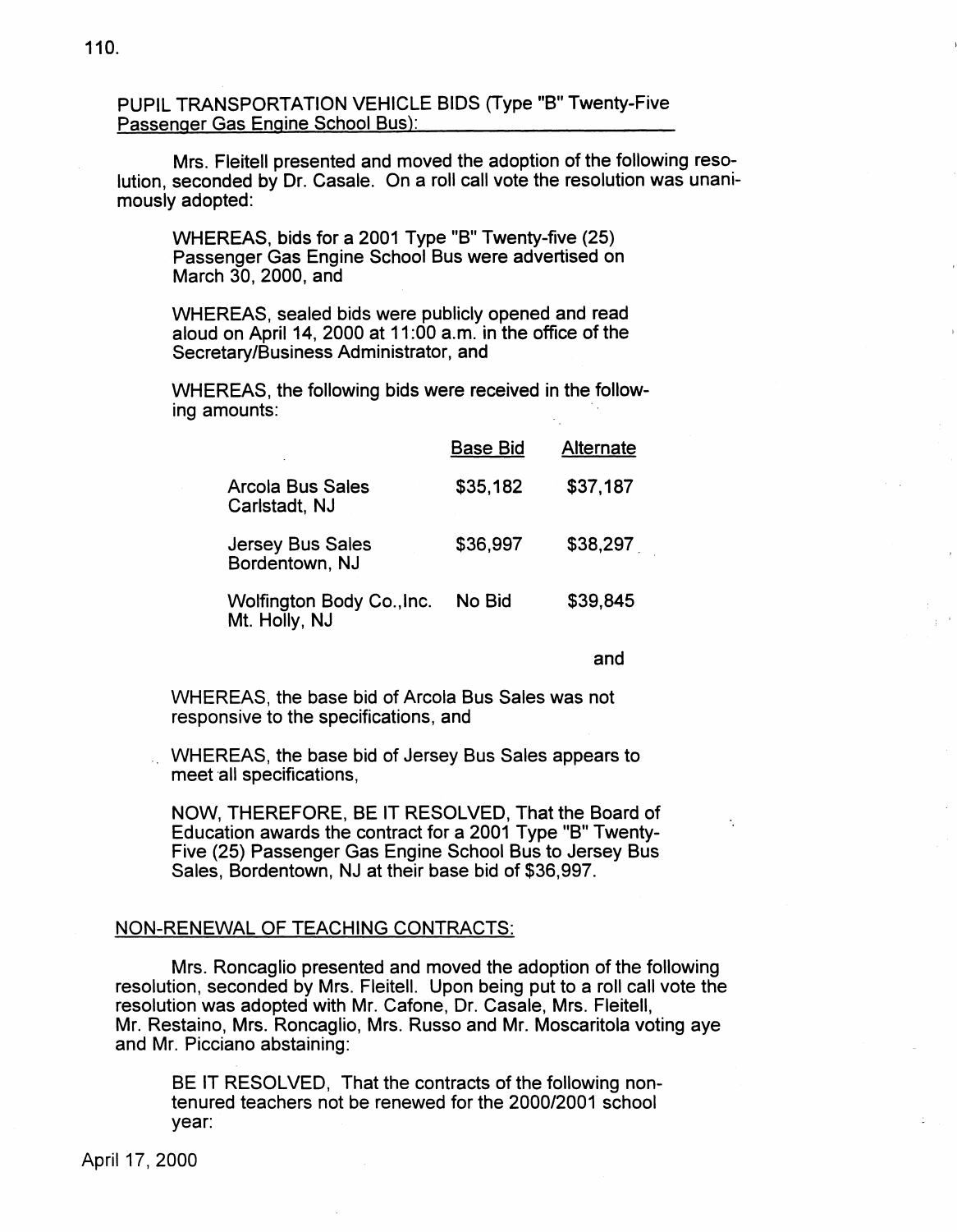## PUPIL TRANSPORTATION VEHICLE BIDS (Type "B" Twenty-Five Passenger Gas Engine School Bus):

Mrs. Fleitell presented and moved the adoption of the following resolution, seconded by Dr. Casale. On a roll call vote the resolution was unanimously adopted:

> WHEREAS, bids for a 2001 Type "B" Twenty-five (25) Passenger Gas Engine School Bus were advertised on March 30, 2000, and
>
> WHEREAS, sealed bids were publicly opened and read aloud on April 14, 2000 at 11:00 a.m. in the office of the Secretary/Business Administrator, and
>
> WHEREAS, the following bids were received in the following amounts:
>
> | | Base Bid | Alternate |
> |---|---|---|
> | Arcola Bus Sales Carlstadt, NJ | $35,182 | $37,187 |
> | Jersey Bus Sales Bordentown, NJ | $36,997 | $38,297 |
> | Wolfington Body Co.,Inc. Mt. Holly, NJ | No Bid | $39,845 |
>
> and
>
> WHEREAS, the base bid of Arcola Bus Sales was not responsive to the specifications, and
>
> WHEREAS, the base bid of Jersey Bus Sales appears to meet all specifications,
>
> NOW, THEREFORE, BE IT RESOLVED, That the Board of Education awards the contract for a 2001 Type "B" Twenty-Five (25) Passenger Gas Engine School Bus to Jersey Bus Sales, Bordentown, NJ at their base bid of $36,997.

## NON-RENEWAL OF TEACHING CONTRACTS:

Mrs. Roncaglio presented and moved the adoption of the following resolution, seconded by Mrs. Fleitell. Upon being put to a roll call vote the resolution was adopted with Mr. Cafone, Dr. Casale, Mrs. Fleitell, Mr. Restaino, Mrs. Roncaglio, Mrs. Russo and Mr. Moscaritola voting aye and Mr. Picciano abstaining:

> BE IT RESOLVED, That the contracts of the following non-tenured teachers not be renewed for the 2000/2001 school year:

April 17, 2000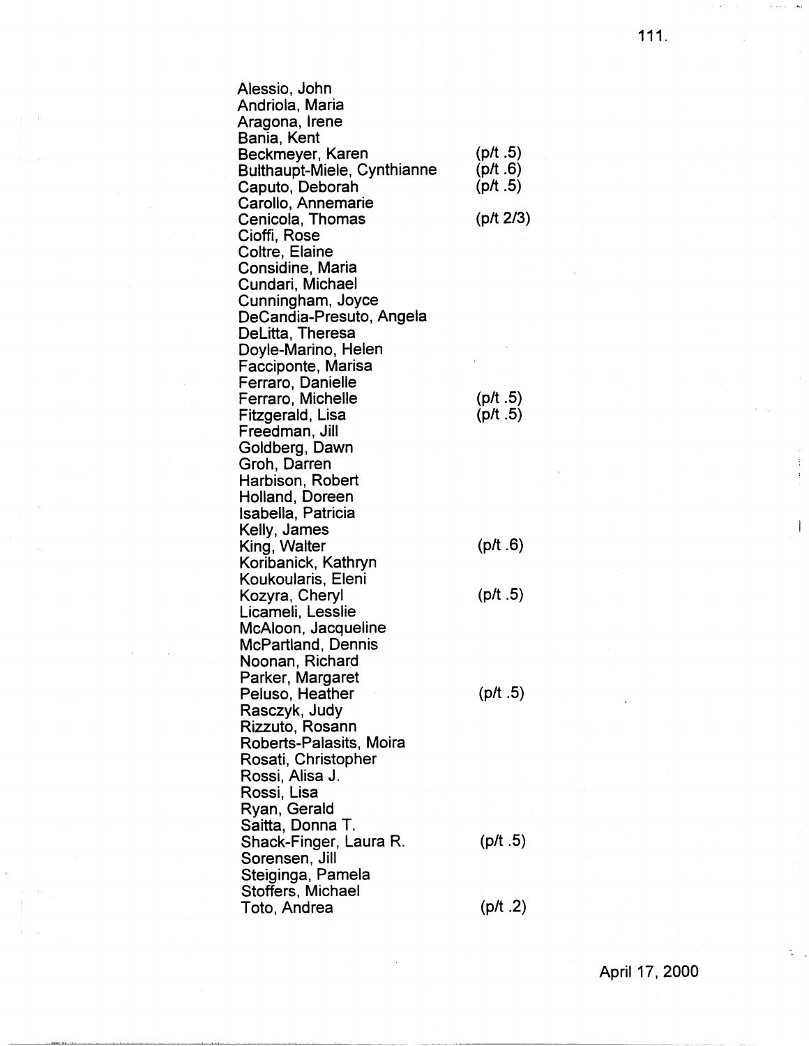| | |
|---|---|
| Alessio, John | |
| Andriola, Maria | |
| Aragona, Irene | |
| Bania, Kent | |
| Beckmeyer, Karen | (p/t .5) |
| Bulthaupt-Miele, Cynthianne | (p/t .6) |
| Caputo, Deborah | (p/t .5) |
| Carollo, Annemarie | |
| Cenicola, Thomas | (p/t 2/3) |
| Cioffi, Rose | |
| Coltre, Elaine | |
| Considine, Maria | |
| Cundari, Michael | |
| Cunningham, Joyce | |
| DeCandia-Presuto, Angela | |
| DeLitta, Theresa | |
| Doyle-Marino, Helen | |
| Facciponte, Marisa | |
| Ferraro, Danielle | |
| Ferraro, Michelle | (p/t .5) |
| Fitzgerald, Lisa | (p/t .5) |
| Freedman, Jill | |
| Goldberg, Dawn | |
| Groh, Darren | |
| Harbison, Robert | |
| Holland, Doreen | |
| Isabella, Patricia | |
| Kelly, James | |
| King, Walter | (p/t .6) |
| Koribanick, Kathryn | |
| Koukoularis, Eleni | |
| Kozyra, Cheryl | (p/t .5) |
| Licameli, Lesslie | |
| McAloon, Jacqueline | |
| McPartland, Dennis | |
| Noonan, Richard | |
| Parker, Margaret | |
| Peluso, Heather | (p/t .5) |
| Rasczyk, Judy | |
| Rizzuto, Rosann | |
| Roberts-Palasits, Moira | |
| Rosati, Christopher | |
| Rossi, Alisa J. | |
| Rossi, Lisa | |
| Ryan, Gerald | |
| Saitta, Donna T. | |
| Shack-Finger, Laura R. | (p/t .5) |
| Sorensen, Jill | |
| Steiginga, Pamela | |
| Stoffers, Michael | |
| Toto, Andrea | (p/t .2) |

April 17, 2000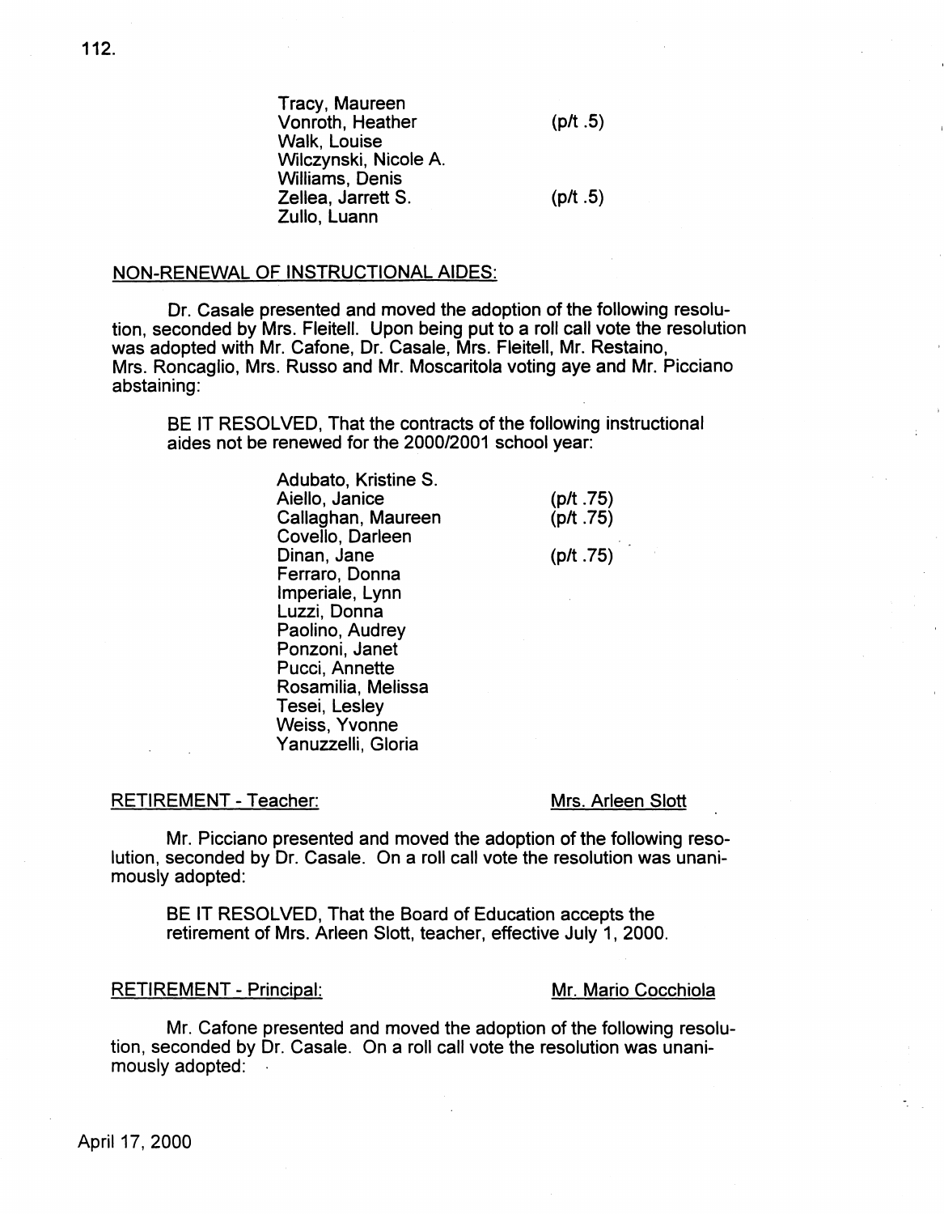| | |
|---|---|
| Tracy, Maureen | |
| Vonroth, Heather | (p/t .5) |
| Walk, Louise | |
| Wilczynski, Nicole A. | |
| Williams, Denis | |
| Zellea, Jarrett S. | (p/t .5) |
| Zullo, Luann | |

NON-RENEWAL OF INSTRUCTIONAL AIDES:

Dr. Casale presented and moved the adoption of the following resolution, seconded by Mrs. Fleitell. Upon being put to a roll call vote the resolution was adopted with Mr. Cafone, Dr. Casale, Mrs. Fleitell, Mr. Restaino, Mrs. Roncaglio, Mrs. Russo and Mr. Moscaritola voting aye and Mr. Picciano abstaining:

> BE IT RESOLVED, That the contracts of the following instructional aides not be renewed for the 2000/2001 school year:

| | |
|---|---|
| Adubato, Kristine S. | |
| Aiello, Janice | (p/t .75) |
| Callaghan, Maureen | (p/t .75) |
| Covello, Darleen | |
| Dinan, Jane | (p/t .75) |
| Ferraro, Donna | |
| Imperiale, Lynn | |
| Luzzi, Donna | |
| Paolino, Audrey | |
| Ponzoni, Janet | |
| Pucci, Annette | |
| Rosamilia, Melissa | |
| Tesei, Lesley | |
| Weiss, Yvonne | |
| Yanuzzelli, Gloria | |

RETIREMENT - Teacher: Mrs. Arleen Slott

Mr. Picciano presented and moved the adoption of the following resolution, seconded by Dr. Casale. On a roll call vote the resolution was unanimously adopted:

> BE IT RESOLVED, That the Board of Education accepts the retirement of Mrs. Arleen Slott, teacher, effective July 1, 2000.

RETIREMENT - Principal: Mr. Mario Cocchiola

Mr. Cafone presented and moved the adoption of the following resolution, seconded by Dr. Casale. On a roll call vote the resolution was unanimously adopted:

April 17, 2000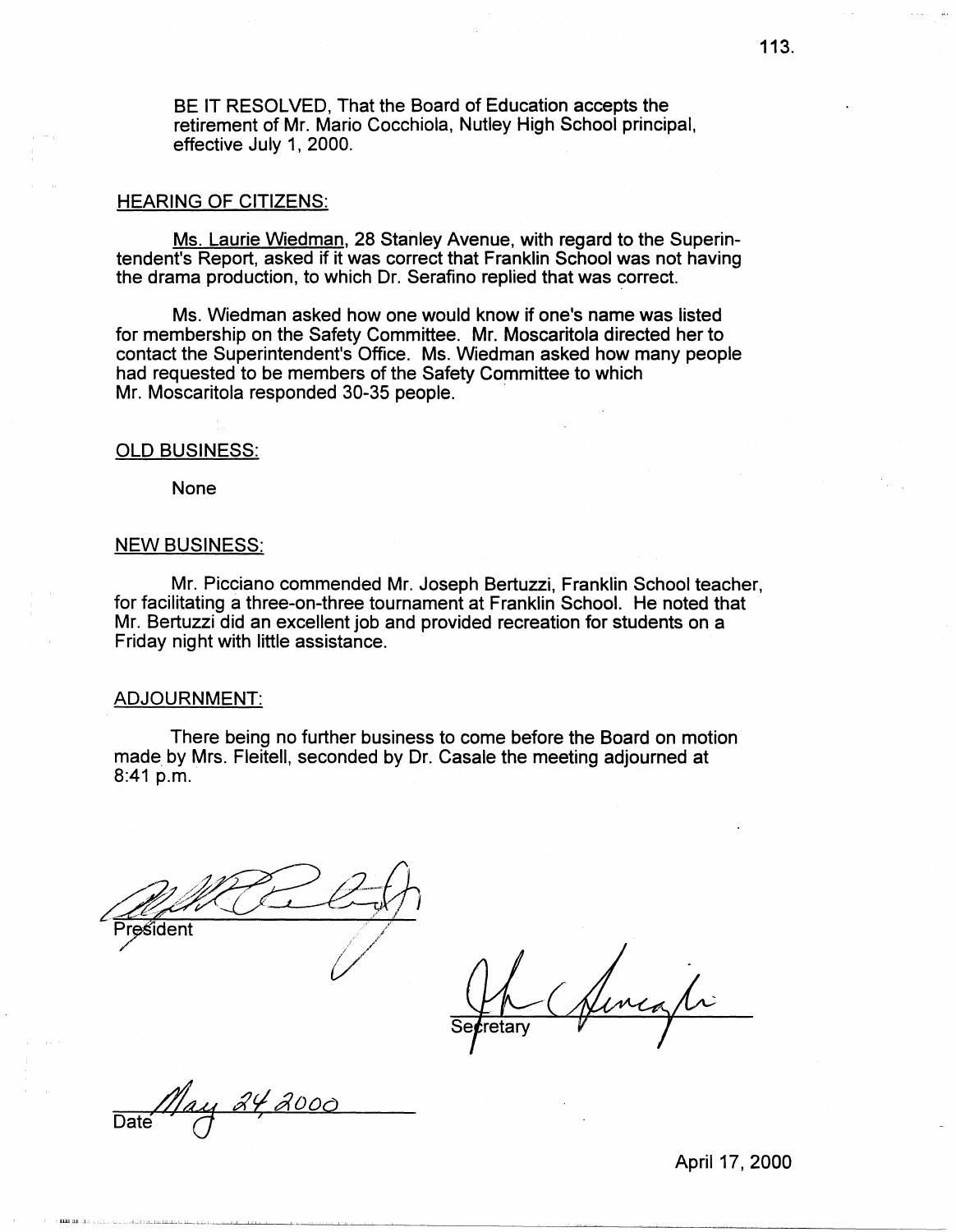BE IT RESOLVED, That the Board of Education accepts the retirement of Mr. Mario Cocchiola, Nutley High School principal, effective July 1, 2000.

## HEARING OF CITIZENS:

Ms. Laurie Wiedman, 28 Stanley Avenue, with regard to the Superintendent's Report, asked if it was correct that Franklin School was not having the drama production, to which Dr. Serafino replied that was correct.

Ms. Wiedman asked how one would know if one's name was listed for membership on the Safety Committee. Mr. Moscaritola directed her to contact the Superintendent's Office. Ms. Wiedman asked how many people had requested to be members of the Safety Committee to which Mr. Moscaritola responded 30-35 people.

## OLD BUSINESS:

None

## NEW BUSINESS:

Mr. Picciano commended Mr. Joseph Bertuzzi, Franklin School teacher, for facilitating a three-on-three tournament at Franklin School. He noted that Mr. Bertuzzi did an excellent job and provided recreation for students on a Friday night with little assistance.

## ADJOURNMENT:

There being no further business to come before the Board on motion made by Mrs. Fleitell, seconded by Dr. Casale the meeting adjourned at 8:41 p.m.

President

Secretary

May 24 2000
Date

April 17, 2000